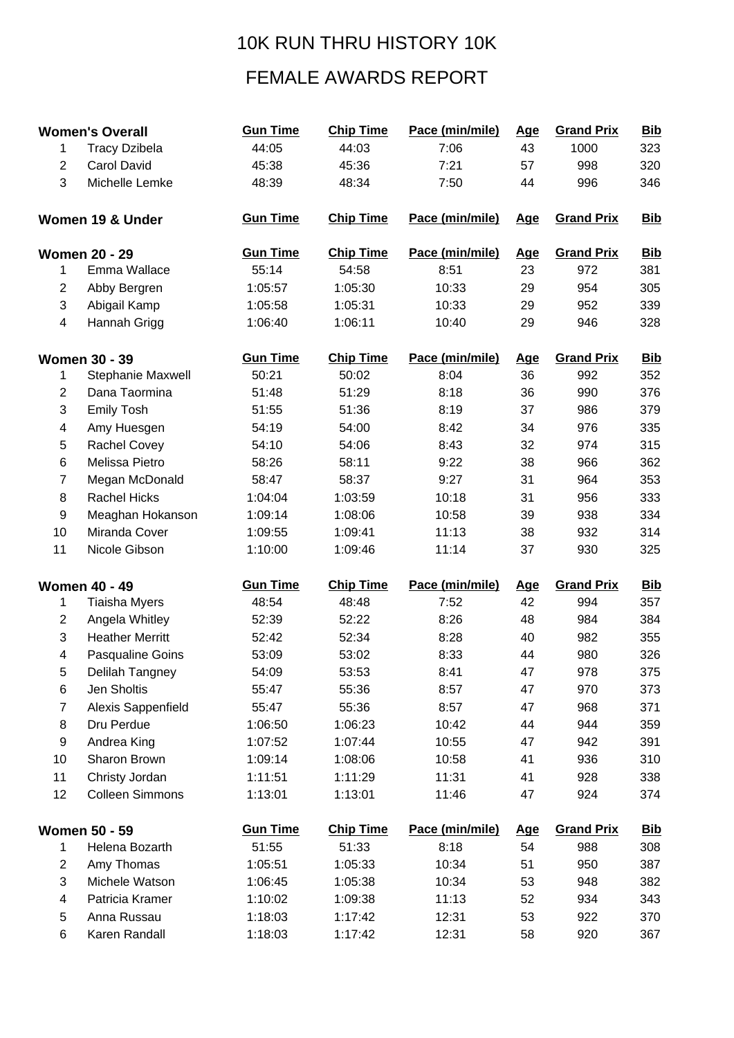# 10K RUN THRU HISTORY 10K

# FEMALE AWARDS REPORT

| Women's Overall | | Gun Time | Chip Time | Pace (min/mile) | Age | Grand Prix | Bib |
|---|---|---|---|---|---|---|---|
| 1 | Tracy Dzibela | 44:05 | 44:03 | 7:06 | 43 | 1000 | 323 |
| 2 | Carol David | 45:38 | 45:36 | 7:21 | 57 | 998 | 320 |
| 3 | Michelle Lemke | 48:39 | 48:34 | 7:50 | 44 | 996 | 346 |

| Women 19 & Under | | Gun Time | Chip Time | Pace (min/mile) | Age | Grand Prix | Bib |
|---|---|---|---|---|---|---|---|

| Women 20 - 29 | | Gun Time | Chip Time | Pace (min/mile) | Age | Grand Prix | Bib |
|---|---|---|---|---|---|---|---|
| 1 | Emma Wallace | 55:14 | 54:58 | 8:51 | 23 | 972 | 381 |
| 2 | Abby Bergren | 1:05:57 | 1:05:30 | 10:33 | 29 | 954 | 305 |
| 3 | Abigail Kamp | 1:05:58 | 1:05:31 | 10:33 | 29 | 952 | 339 |
| 4 | Hannah Grigg | 1:06:40 | 1:06:11 | 10:40 | 29 | 946 | 328 |

| Women 30 - 39 | | Gun Time | Chip Time | Pace (min/mile) | Age | Grand Prix | Bib |
|---|---|---|---|---|---|---|---|
| 1 | Stephanie Maxwell | 50:21 | 50:02 | 8:04 | 36 | 992 | 352 |
| 2 | Dana Taormina | 51:48 | 51:29 | 8:18 | 36 | 990 | 376 |
| 3 | Emily Tosh | 51:55 | 51:36 | 8:19 | 37 | 986 | 379 |
| 4 | Amy Huesgen | 54:19 | 54:00 | 8:42 | 34 | 976 | 335 |
| 5 | Rachel Covey | 54:10 | 54:06 | 8:43 | 32 | 974 | 315 |
| 6 | Melissa Pietro | 58:26 | 58:11 | 9:22 | 38 | 966 | 362 |
| 7 | Megan McDonald | 58:47 | 58:37 | 9:27 | 31 | 964 | 353 |
| 8 | Rachel Hicks | 1:04:04 | 1:03:59 | 10:18 | 31 | 956 | 333 |
| 9 | Meaghan Hokanson | 1:09:14 | 1:08:06 | 10:58 | 39 | 938 | 334 |
| 10 | Miranda Cover | 1:09:55 | 1:09:41 | 11:13 | 38 | 932 | 314 |
| 11 | Nicole Gibson | 1:10:00 | 1:09:46 | 11:14 | 37 | 930 | 325 |

| Women 40 - 49 | | Gun Time | Chip Time | Pace (min/mile) | Age | Grand Prix | Bib |
|---|---|---|---|---|---|---|---|
| 1 | Tiaisha Myers | 48:54 | 48:48 | 7:52 | 42 | 994 | 357 |
| 2 | Angela Whitley | 52:39 | 52:22 | 8:26 | 48 | 984 | 384 |
| 3 | Heather Merritt | 52:42 | 52:34 | 8:28 | 40 | 982 | 355 |
| 4 | Pasqualine Goins | 53:09 | 53:02 | 8:33 | 44 | 980 | 326 |
| 5 | Delilah Tangney | 54:09 | 53:53 | 8:41 | 47 | 978 | 375 |
| 6 | Jen Sholtis | 55:47 | 55:36 | 8:57 | 47 | 970 | 373 |
| 7 | Alexis Sappenfield | 55:47 | 55:36 | 8:57 | 47 | 968 | 371 |
| 8 | Dru Perdue | 1:06:50 | 1:06:23 | 10:42 | 44 | 944 | 359 |
| 9 | Andrea King | 1:07:52 | 1:07:44 | 10:55 | 47 | 942 | 391 |
| 10 | Sharon Brown | 1:09:14 | 1:08:06 | 10:58 | 41 | 936 | 310 |
| 11 | Christy Jordan | 1:11:51 | 1:11:29 | 11:31 | 41 | 928 | 338 |
| 12 | Colleen Simmons | 1:13:01 | 1:13:01 | 11:46 | 47 | 924 | 374 |

| Women 50 - 59 | | Gun Time | Chip Time | Pace (min/mile) | Age | Grand Prix | Bib |
|---|---|---|---|---|---|---|---|
| 1 | Helena Bozarth | 51:55 | 51:33 | 8:18 | 54 | 988 | 308 |
| 2 | Amy Thomas | 1:05:51 | 1:05:33 | 10:34 | 51 | 950 | 387 |
| 3 | Michele Watson | 1:06:45 | 1:05:38 | 10:34 | 53 | 948 | 382 |
| 4 | Patricia Kramer | 1:10:02 | 1:09:38 | 11:13 | 52 | 934 | 343 |
| 5 | Anna Russau | 1:18:03 | 1:17:42 | 12:31 | 53 | 922 | 370 |
| 6 | Karen Randall | 1:18:03 | 1:17:42 | 12:31 | 58 | 920 | 367 |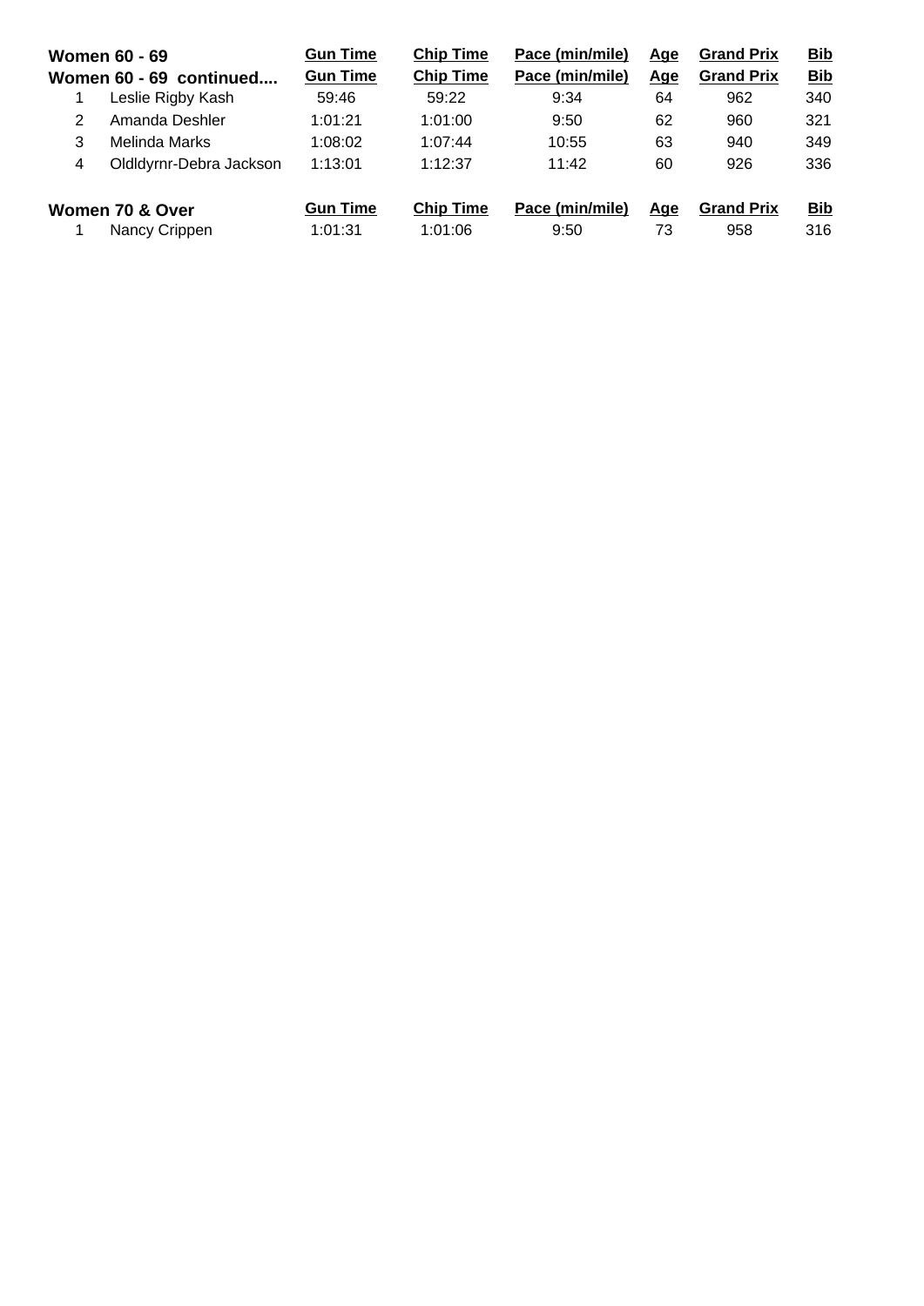| Women 60 - 69 | | Gun Time | Chip Time | Pace (min/mile) | Age | Grand Prix | Bib |
|---|---|---|---|---|---|---|---|
| **Women 60 - 69 continued....** | | **Gun Time** | **Chip Time** | **Pace (min/mile)** | **Age** | **Grand Prix** | **Bib** |
| 1 | Leslie Rigby Kash | 59:46 | 59:22 | 9:34 | 64 | 962 | 340 |
| 2 | Amanda Deshler | 1:01:21 | 1:01:00 | 9:50 | 62 | 960 | 321 |
| 3 | Melinda Marks | 1:08:02 | 1:07:44 | 10:55 | 63 | 940 | 349 |
| 4 | Oldldyrnr-Debra Jackson | 1:13:01 | 1:12:37 | 11:42 | 60 | 926 | 336 |

| Women 70 & Over | | Gun Time | Chip Time | Pace (min/mile) | Age | Grand Prix | Bib |
|---|---|---|---|---|---|---|---|
| 1 | Nancy Crippen | 1:01:31 | 1:01:06 | 9:50 | 73 | 958 | 316 |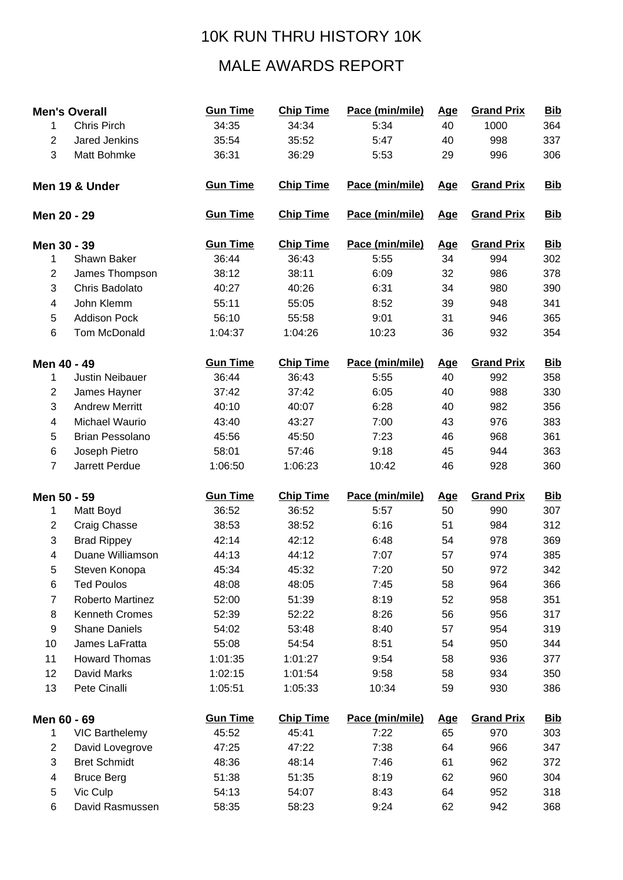# 10K RUN THRU HISTORY 10K

## MALE AWARDS REPORT

| Men's Overall | | Gun Time | Chip Time | Pace (min/mile) | Age | Grand Prix | Bib |
|---|---|---|---|---|---|---|---|
| 1 | Chris Pirch | 34:35 | 34:34 | 5:34 | 40 | 1000 | 364 |
| 2 | Jared Jenkins | 35:54 | 35:52 | 5:47 | 40 | 998 | 337 |
| 3 | Matt Bohmke | 36:31 | 36:29 | 5:53 | 29 | 996 | 306 |

| Men 19 & Under | | Gun Time | Chip Time | Pace (min/mile) | Age | Grand Prix | Bib |
|---|---|---|---|---|---|---|---|

| Men 20 - 29 | | Gun Time | Chip Time | Pace (min/mile) | Age | Grand Prix | Bib |
|---|---|---|---|---|---|---|---|

| Men 30 - 39 | | Gun Time | Chip Time | Pace (min/mile) | Age | Grand Prix | Bib |
|---|---|---|---|---|---|---|---|
| 1 | Shawn Baker | 36:44 | 36:43 | 5:55 | 34 | 994 | 302 |
| 2 | James Thompson | 38:12 | 38:11 | 6:09 | 32 | 986 | 378 |
| 3 | Chris Badolato | 40:27 | 40:26 | 6:31 | 34 | 980 | 390 |
| 4 | John Klemm | 55:11 | 55:05 | 8:52 | 39 | 948 | 341 |
| 5 | Addison Pock | 56:10 | 55:58 | 9:01 | 31 | 946 | 365 |
| 6 | Tom McDonald | 1:04:37 | 1:04:26 | 10:23 | 36 | 932 | 354 |

| Men 40 - 49 | | Gun Time | Chip Time | Pace (min/mile) | Age | Grand Prix | Bib |
|---|---|---|---|---|---|---|---|
| 1 | Justin Neibauer | 36:44 | 36:43 | 5:55 | 40 | 992 | 358 |
| 2 | James Hayner | 37:42 | 37:42 | 6:05 | 40 | 988 | 330 |
| 3 | Andrew Merritt | 40:10 | 40:07 | 6:28 | 40 | 982 | 356 |
| 4 | Michael Waurio | 43:40 | 43:27 | 7:00 | 43 | 976 | 383 |
| 5 | Brian Pessolano | 45:56 | 45:50 | 7:23 | 46 | 968 | 361 |
| 6 | Joseph Pietro | 58:01 | 57:46 | 9:18 | 45 | 944 | 363 |
| 7 | Jarrett Perdue | 1:06:50 | 1:06:23 | 10:42 | 46 | 928 | 360 |

| Men 50 - 59 | | Gun Time | Chip Time | Pace (min/mile) | Age | Grand Prix | Bib |
|---|---|---|---|---|---|---|---|
| 1 | Matt Boyd | 36:52 | 36:52 | 5:57 | 50 | 990 | 307 |
| 2 | Craig Chasse | 38:53 | 38:52 | 6:16 | 51 | 984 | 312 |
| 3 | Brad Rippey | 42:14 | 42:12 | 6:48 | 54 | 978 | 369 |
| 4 | Duane Williamson | 44:13 | 44:12 | 7:07 | 57 | 974 | 385 |
| 5 | Steven Konopa | 45:34 | 45:32 | 7:20 | 50 | 972 | 342 |
| 6 | Ted Poulos | 48:08 | 48:05 | 7:45 | 58 | 964 | 366 |
| 7 | Roberto Martinez | 52:00 | 51:39 | 8:19 | 52 | 958 | 351 |
| 8 | Kenneth Cromes | 52:39 | 52:22 | 8:26 | 56 | 956 | 317 |
| 9 | Shane Daniels | 54:02 | 53:48 | 8:40 | 57 | 954 | 319 |
| 10 | James LaFratta | 55:08 | 54:54 | 8:51 | 54 | 950 | 344 |
| 11 | Howard Thomas | 1:01:35 | 1:01:27 | 9:54 | 58 | 936 | 377 |
| 12 | David Marks | 1:02:15 | 1:01:54 | 9:58 | 58 | 934 | 350 |
| 13 | Pete Cinalli | 1:05:51 | 1:05:33 | 10:34 | 59 | 930 | 386 |

| Men 60 - 69 | | Gun Time | Chip Time | Pace (min/mile) | Age | Grand Prix | Bib |
|---|---|---|---|---|---|---|---|
| 1 | VIC Barthelemy | 45:52 | 45:41 | 7:22 | 65 | 970 | 303 |
| 2 | David Lovegrove | 47:25 | 47:22 | 7:38 | 64 | 966 | 347 |
| 3 | Bret Schmidt | 48:36 | 48:14 | 7:46 | 61 | 962 | 372 |
| 4 | Bruce Berg | 51:38 | 51:35 | 8:19 | 62 | 960 | 304 |
| 5 | Vic Culp | 54:13 | 54:07 | 8:43 | 64 | 952 | 318 |
| 6 | David Rasmussen | 58:35 | 58:23 | 9:24 | 62 | 942 | 368 |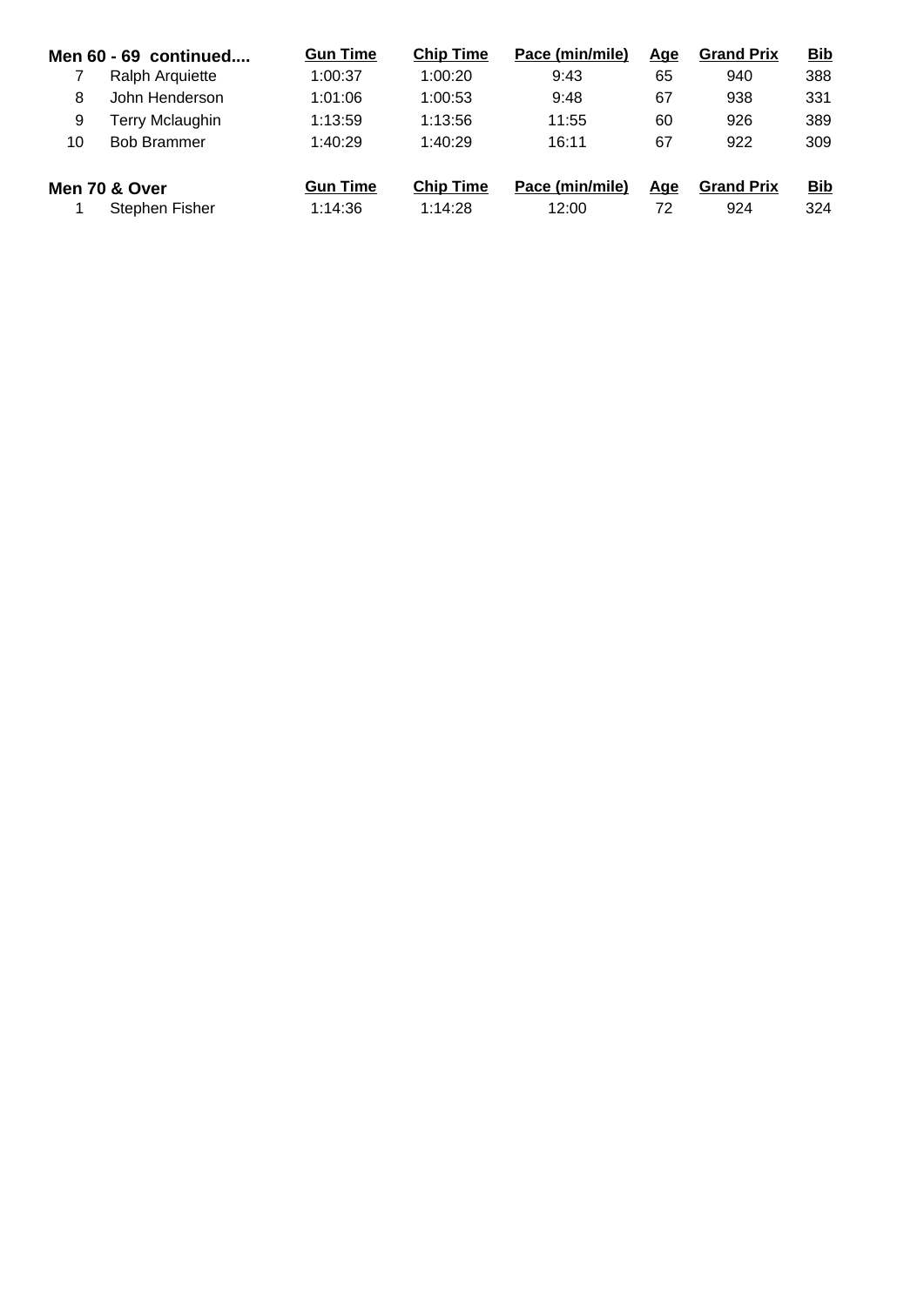| Men 60 - 69 continued.... | | Gun Time | Chip Time | Pace (min/mile) | Age | Grand Prix | Bib |
|---|---|---|---|---|---|---|---|
| 7 | Ralph Arquiette | 1:00:37 | 1:00:20 | 9:43 | 65 | 940 | 388 |
| 8 | John Henderson | 1:01:06 | 1:00:53 | 9:48 | 67 | 938 | 331 |
| 9 | Terry Mclaughin | 1:13:59 | 1:13:56 | 11:55 | 60 | 926 | 389 |
| 10 | Bob Brammer | 1:40:29 | 1:40:29 | 16:11 | 67 | 922 | 309 |

| Men 70 & Over | | Gun Time | Chip Time | Pace (min/mile) | Age | Grand Prix | Bib |
|---|---|---|---|---|---|---|---|
| 1 | Stephen Fisher | 1:14:36 | 1:14:28 | 12:00 | 72 | 924 | 324 |